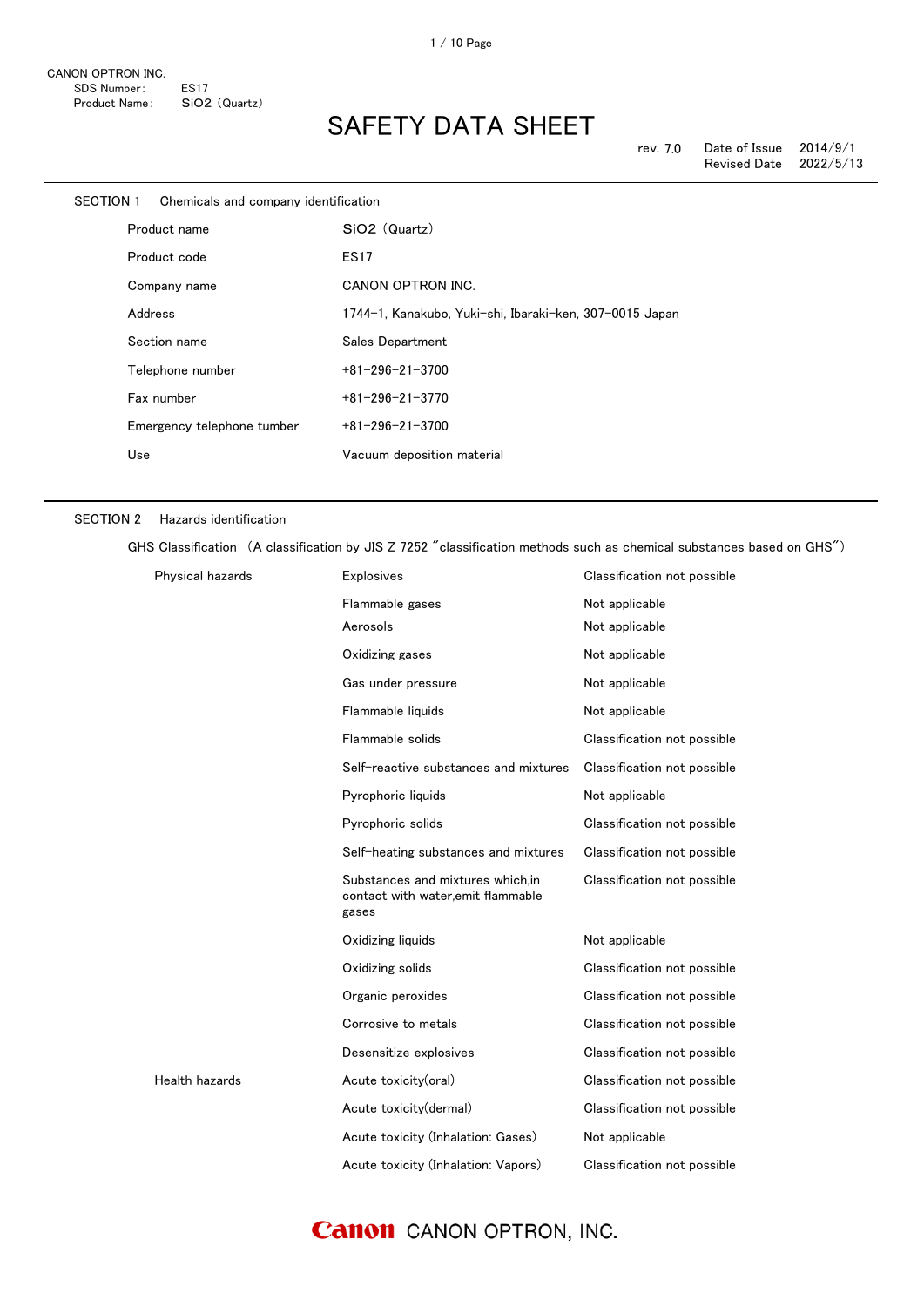CANON OPTRON INC.
SDS Number: ES17
Product Name: $SiO_2$ (Quartz)

# SAFETY DATA SHEET

rev. 7.0 | Date of Issue 2014/9/1 | Revised Date 2022/5/13

## SECTION 1 Chemicals and company identification

| | |
|---|---|
| Product name | $SiO_2$ (Quartz) |
| Product code | ES17 |
| Company name | CANON OPTRON INC. |
| Address | 1744-1, Kanakubo, Yuki-shi, Ibaraki-ken, 307-0015 Japan |
| Section name | Sales Department |
| Telephone number | +81-296-21-3700 |
| Fax number | +81-296-21-3770 |
| Emergency telephone tumber | +81-296-21-3700 |
| Use | Vacuum deposition material |

## SECTION 2 Hazards identification

GHS Classification (A classification by JIS Z 7252 "classification methods such as chemical substances based on GHS")

| | | |
|---|---|---|
| Physical hazards | Explosives | Classification not possible |
| | Flammable gases | Not applicable |
| | Aerosols | Not applicable |
| | Oxidizing gases | Not applicable |
| | Gas under pressure | Not applicable |
| | Flammable liquids | Not applicable |
| | Flammable solids | Classification not possible |
| | Self-reactive substances and mixtures | Classification not possible |
| | Pyrophoric liquids | Not applicable |
| | Pyrophoric solids | Classification not possible |
| | Self-heating substances and mixtures | Classification not possible |
| | Substances and mixtures which,in contact with water,emit flammable gases | Classification not possible |
| | Oxidizing liquids | Not applicable |
| | Oxidizing solids | Classification not possible |
| | Organic peroxides | Classification not possible |
| | Corrosive to metals | Classification not possible |
| | Desensitize explosives | Classification not possible |
| Health hazards | Acute toxicity(oral) | Classification not possible |
| | Acute toxicity(dermal) | Classification not possible |
| | Acute toxicity (Inhalation: Gases) | Not applicable |
| | Acute toxicity (Inhalation: Vapors) | Classification not possible |

Canon CANON OPTRON, INC.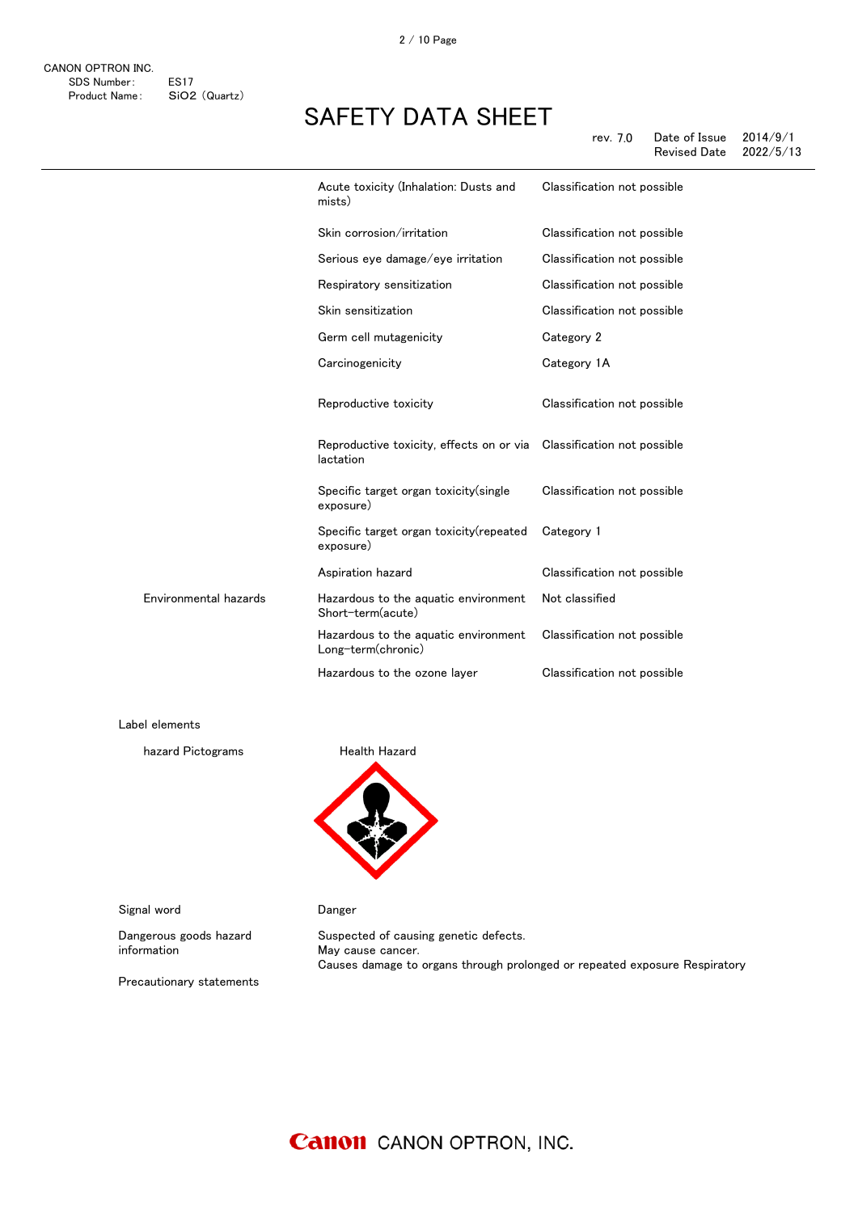| | | |
|---|---|---|
| | Acute toxicity (Inhalation: Dusts and mists) | Classification not possible |
| | Skin corrosion/irritation | Classification not possible |
| | Serious eye damage/eye irritation | Classification not possible |
| | Respiratory sensitization | Classification not possible |
| | Skin sensitization | Classification not possible |
| | Germ cell mutagenicity | Category 2 |
| | Carcinogenicity | Category 1A |
| | Reproductive toxicity | Classification not possible |
| | Reproductive toxicity, effects on or via lactation | Classification not possible |
| | Specific target organ toxicity(single exposure) | Classification not possible |
| | Specific target organ toxicity(repeated exposure) | Category 1 |
| | Aspiration hazard | Classification not possible |
| Environmental hazards | Hazardous to the aquatic environment Short-term(acute) | Not classified |
| | Hazardous to the aquatic environment Long-term(chronic) | Classification not possible |
| | Hazardous to the ozone layer | Classification not possible |

Label elements

hazard Pictograms: Health Hazard

Signal word: Danger

Dangerous goods hazard information:
Suspected of causing genetic defects.
May cause cancer.
Causes damage to organs through prolonged or repeated exposure Respiratory

Precautionary statements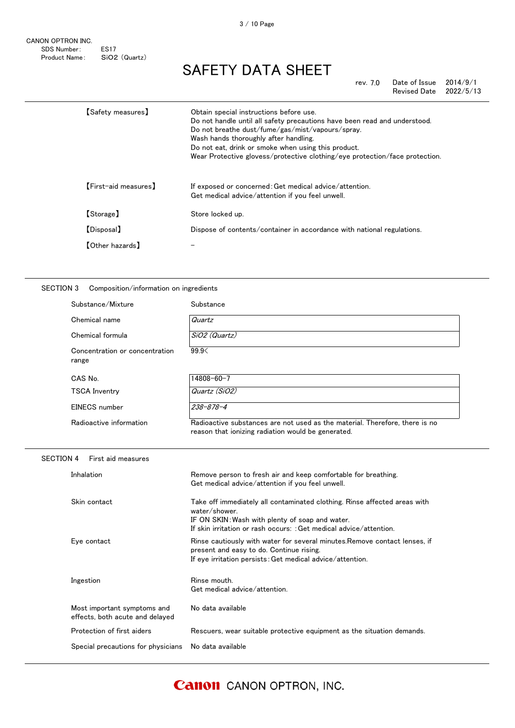CANON OPTRON INC.
SDS Number: ES17
Product Name: $SiO_2$ (Quartz)

# SAFETY DATA SHEET

rev. 7.0 Date of Issue 2014/9/1
Revised Date 2022/5/13

| | |
|---|---|
| 【Safety measures】 | Obtain special instructions before use.<br>Do not handle until all safety precautions have been read and understood.<br>Do not breathe dust/fume/gas/mist/vapours/spray.<br>Wash hands thoroughly after handling.<br>Do not eat, drink or smoke when using this product.<br>Wear Protective glovess/protective clothing/eye protection/face protection. |
| 【First-aid measures】 | If exposed or concerned: Get medical advice/attention.<br>Get medical advice/attention if you feel unwell. |
| 【Storage】 | Store locked up. |
| 【Disposal】 | Dispose of contents/container in accordance with national regulations. |
| 【Other hazards】 | – |

## SECTION 3 Composition/information on ingredients

| | |
|---|---|
| Substance/Mixture | Substance |
| Chemical name | *Quartz* |
| Chemical formula | *$SiO_2$ (Quartz)* |
| Concentration or concentration range | 99.9< |
| CAS No. | 14808-60-7 |
| TSCA Inventory | *Quartz ($SiO_2$)* |
| EINECS number | *238-878-4* |
| Radioactive information | Radioactive substances are not used as the material. Therefore, there is no reason that ionizing radiation would be generated. |

## SECTION 4 First aid measures

| | |
|---|---|
| Inhalation | Remove person to fresh air and keep comfortable for breathing.<br>Get medical advice/attention if you feel unwell. |
| Skin contact | Take off immediately all contaminated clothing. Rinse affected areas with water/shower.<br>IF ON SKIN: Wash with plenty of soap and water.<br>If skin irritation or rash occurs: : Get medical advice/attention. |
| Eye contact | Rinse cautiously with water for several minutes.Remove contact lenses, if present and easy to do. Continue rising.<br>If eye irritation persists: Get medical advice/attention. |
| Ingestion | Rinse mouth.<br>Get medical advice/attention. |
| Most important symptoms and effects, both acute and delayed | No data available |
| Protection of first aiders | Rescuers, wear suitable protective equipment as the situation demands. |
| Special precautions for physicians | No data available |

CANON OPTRON, INC.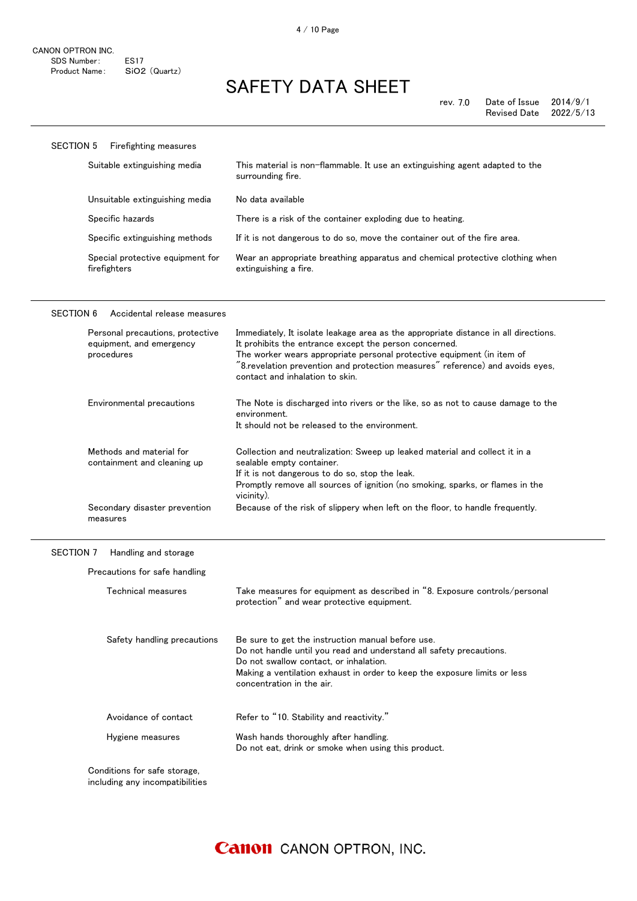CANON OPTRON INC.
SDS Number: ES17
Product Name: $SiO_2$ (Quartz)

# SAFETY DATA SHEET

rev. 7.0 Date of Issue 2014/9/1
Revised Date 2022/5/13

## SECTION 5 Firefighting measures

| | |
|---|---|
| Suitable extinguishing media | This material is non-flammable. It use an extinguishing agent adapted to the surrounding fire. |
| Unsuitable extinguishing media | No data available |
| Specific hazards | There is a risk of the container exploding due to heating. |
| Specific extinguishing methods | If it is not dangerous to do so, move the container out of the fire area. |
| Special protective equipment for firefighters | Wear an appropriate breathing apparatus and chemical protective clothing when extinguishing a fire. |

## SECTION 6 Accidental release measures

| | |
|---|---|
| Personal precautions, protective equipment, and emergency procedures | Immediately, It isolate leakage area as the appropriate distance in all directions.<br>It prohibits the entrance except the person concerned.<br>The worker wears appropriate personal protective equipment (in item of "8.revelation prevention and protection measures" reference) and avoids eyes, contact and inhalation to skin. |
| Environmental precautions | The Note is discharged into rivers or the like, so as not to cause damage to the environment.<br>It should not be released to the environment. |
| Methods and material for containment and cleaning up | Collection and neutralization: Sweep up leaked material and collect it in a sealable empty container.<br>If it is not dangerous to do so, stop the leak.<br>Promptly remove all sources of ignition (no smoking, sparks, or flames in the vicinity). |
| Secondary disaster prevention measures | Because of the risk of slippery when left on the floor, to handle frequently. |

## SECTION 7 Handling and storage

Precautions for safe handling

| | |
|---|---|
| Technical measures | Take measures for equipment as described in "8. Exposure controls/personal protection" and wear protective equipment. |
| Safety handling precautions | Be sure to get the instruction manual before use.<br>Do not handle until you read and understand all safety precautions.<br>Do not swallow contact, or inhalation.<br>Making a ventilation exhaust in order to keep the exposure limits or less concentration in the air. |
| Avoidance of contact | Refer to "10. Stability and reactivity." |
| Hygiene measures | Wash hands thoroughly after handling.<br>Do not eat, drink or smoke when using this product. |

Conditions for safe storage, including any incompatibilities

Canon CANON OPTRON, INC.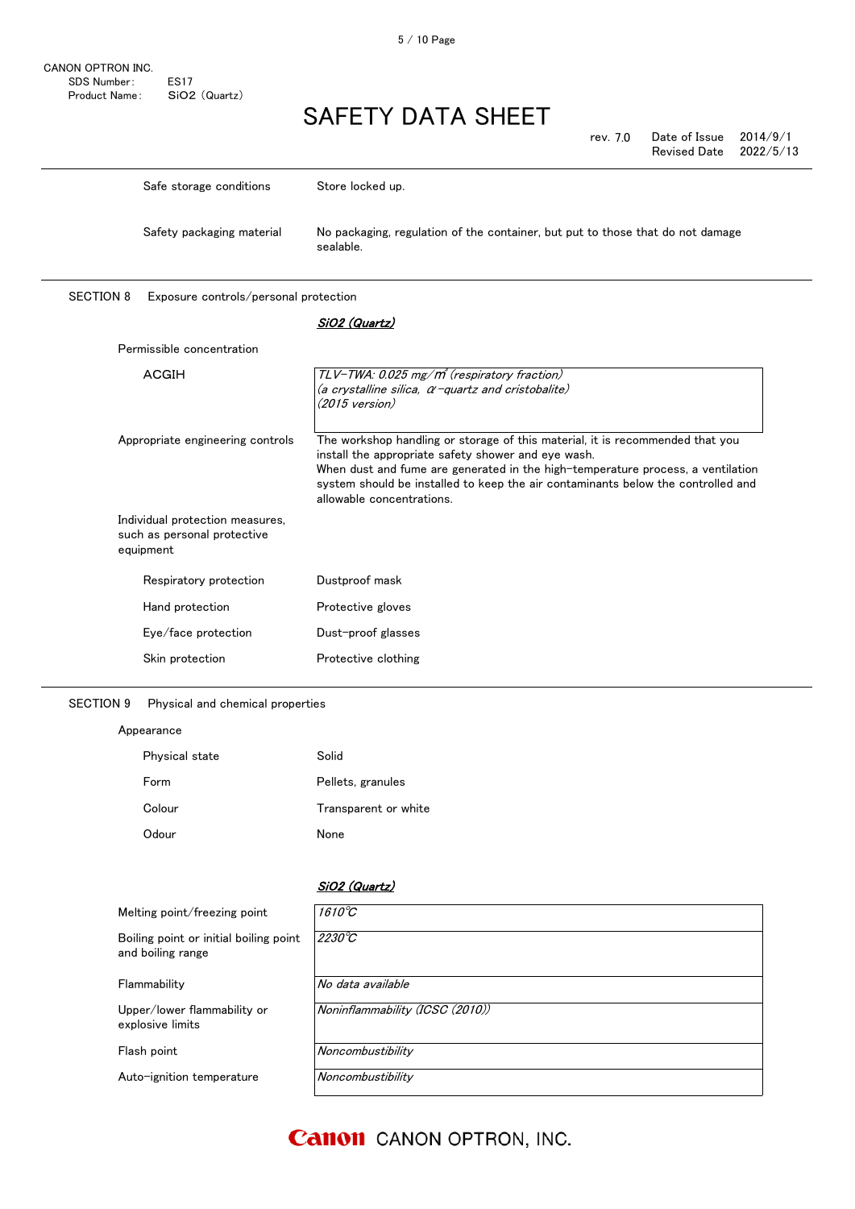| | |
|---|---|
| Safe storage conditions | Store locked up. |
| Safety packaging material | No packaging, regulation of the container, but put to those that do not damage sealable. |

## SECTION 8 Exposure controls/personal protection

| | *SiO2 (Quartz)* |
|---|---|
| **Permissible concentration** | |
| ACGIH | *TLV-TWA: 0.025 mg/m³ (respiratory fraction) (a crystalline silica, α-quartz and cristobalite) (2015 version)* |

| | |
|---|---|
| Appropriate engineering controls | The workshop handling or storage of this material, it is recommended that you install the appropriate safety shower and eye wash. When dust and fume are generated in the high-temperature process, a ventilation system should be installed to keep the air contaminants below the controlled and allowable concentrations. |
| **Individual protection measures, such as personal protective equipment** | |
| Respiratory protection | Dustproof mask |
| Hand protection | Protective gloves |
| Eye/face protection | Dust-proof glasses |
| Skin protection | Protective clothing |

## SECTION 9 Physical and chemical properties

| | |
|---|---|
| **Appearance** | |
| Physical state | Solid |
| Form | Pellets, granules |
| Colour | Transparent or white |
| Odour | None |

| | *SiO2 (Quartz)* |
|---|---|
| Melting point/freezing point | *1610℃* |
| Boiling point or initial boiling point and boiling range | *2230℃* |
| Flammability | *No data available* |
| Upper/lower flammability or explosive limits | *Noninflammability (ICSC (2010))* |
| Flash point | *Noncombustibility* |
| Auto-ignition temperature | *Noncombustibility* |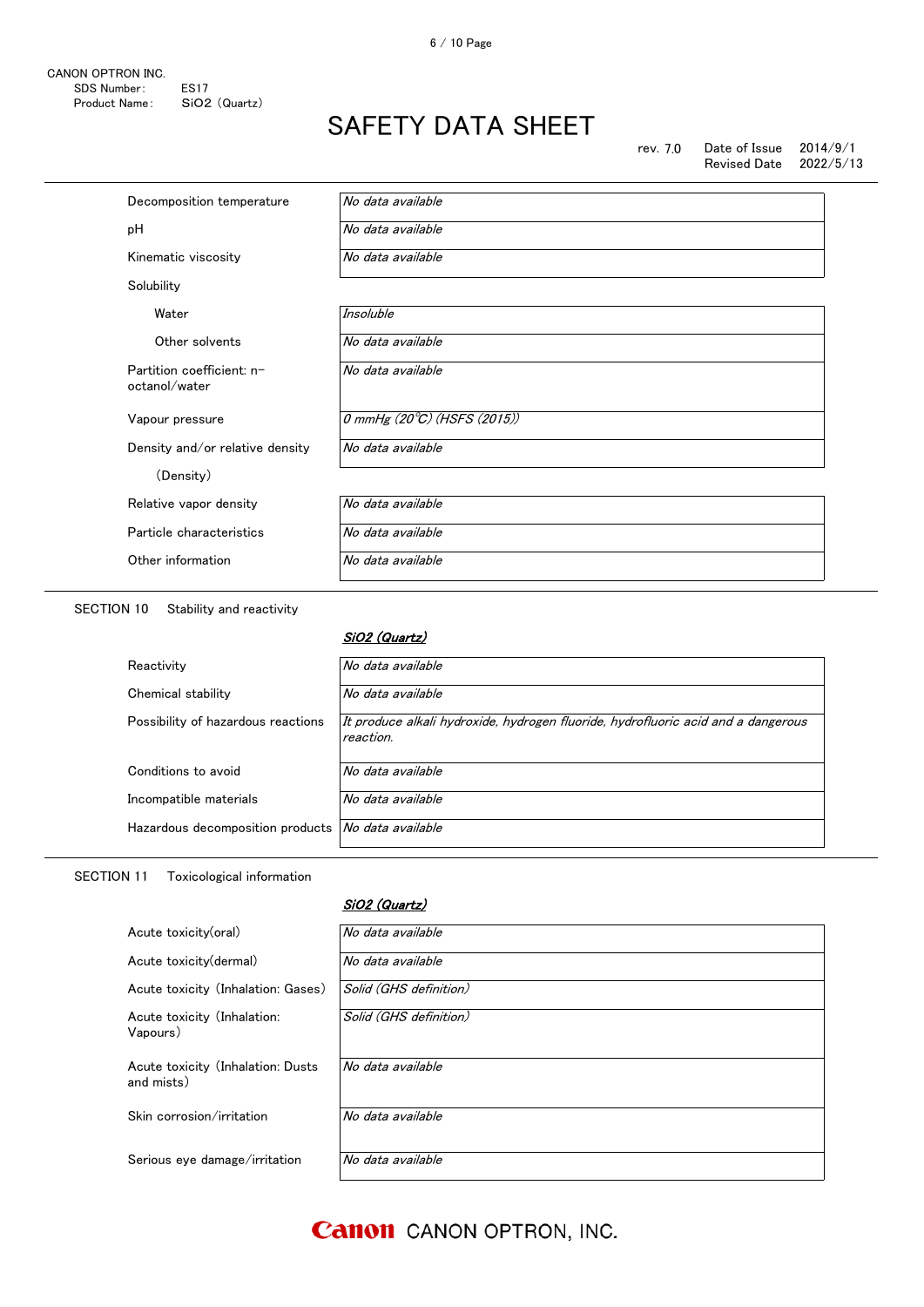| | |
|---|---|
| Decomposition temperature | *No data available* |
| pH | *No data available* |
| Kinematic viscosity | *No data available* |
| Solubility | |
| Water | *Insoluble* |
| Other solvents | *No data available* |
| Partition coefficient: n-octanol/water | *No data available* |
| Vapour pressure | *0 mmHg (20℃) (HSFS (2015))* |
| Density and/or relative density (Density) | *No data available* |
| Relative vapor density | *No data available* |
| Particle characteristics | *No data available* |
| Other information | *No data available* |

## SECTION 10 Stability and reactivity

| | *SiO2 (Quartz)* |
|---|---|
| Reactivity | *No data available* |
| Chemical stability | *No data available* |
| Possibility of hazardous reactions | *It produce alkali hydroxide, hydrogen fluoride, hydrofluoric acid and a dangerous reaction.* |
| Conditions to avoid | *No data available* |
| Incompatible materials | *No data available* |
| Hazardous decomposition products | *No data available* |

## SECTION 11 Toxicological information

| | *SiO2 (Quartz)* |
|---|---|
| Acute toxicity(oral) | *No data available* |
| Acute toxicity(dermal) | *No data available* |
| Acute toxicity (Inhalation: Gases) | *Solid (GHS definition)* |
| Acute toxicity (Inhalation: Vapours) | *Solid (GHS definition)* |
| Acute toxicity (Inhalation: Dusts and mists) | *No data available* |
| Skin corrosion/irritation | *No data available* |
| Serious eye damage/irritation | *No data available* |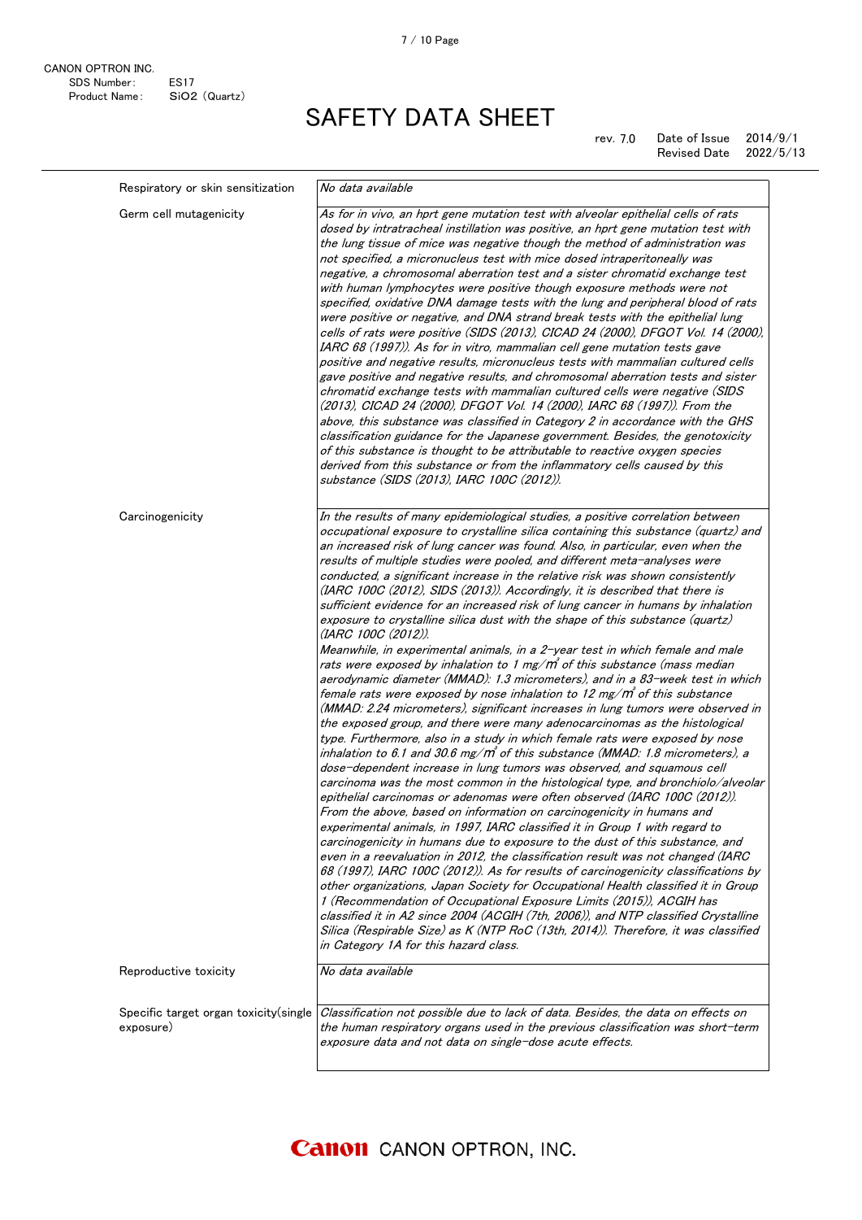| | |
|---|---|
| Respiratory or skin sensitization | *No data available* |
| Germ cell mutagenicity | *As for in vivo, an hprt gene mutation test with alveolar epithelial cells of rats dosed by intratracheal instillation was positive, an hprt gene mutation test with the lung tissue of mice was negative though the method of administration was not specified, a micronucleus test with mice dosed intraperitoneally was negative, a chromosomal aberration test and a sister chromatid exchange test with human lymphocytes were positive though exposure methods were not specified, oxidative DNA damage tests with the lung and peripheral blood of rats were positive or negative, and DNA strand break tests with the epithelial lung cells of rats were positive (SIDS (2013), CICAD 24 (2000), DFGOT Vol. 14 (2000), IARC 68 (1997)). As for in vitro, mammalian cell gene mutation tests gave positive and negative results, micronucleus tests with mammalian cultured cells gave positive and negative results, and chromosomal aberration tests and sister chromatid exchange tests with mammalian cultured cells were negative (SIDS (2013), CICAD 24 (2000), DFGOT Vol. 14 (2000), IARC 68 (1997)). From the above, this substance was classified in Category 2 in accordance with the GHS classification guidance for the Japanese government. Besides, the genotoxicity of this substance is thought to be attributable to reactive oxygen species derived from this substance or from the inflammatory cells caused by this substance (SIDS (2013), IARC 100C (2012)).* |
| Carcinogenicity | *In the results of many epidemiological studies, a positive correlation between occupational exposure to crystalline silica containing this substance (quartz) and an increased risk of lung cancer was found. Also, in particular, even when the results of multiple studies were pooled, and different meta-analyses were conducted, a significant increase in the relative risk was shown consistently (IARC 100C (2012), SIDS (2013)). Accordingly, it is described that there is sufficient evidence for an increased risk of lung cancer in humans by inhalation exposure to crystalline silica dust with the shape of this substance (quartz) (IARC 100C (2012)).<br>Meanwhile, in experimental animals, in a 2-year test in which female and male rats were exposed by inhalation to 1 mg/m³ of this substance (mass median aerodynamic diameter (MMAD): 1.3 micrometers), and in a 83-week test in which female rats were exposed by nose inhalation to 12 mg/m³ of this substance (MMAD: 2.24 micrometers), significant increases in lung tumors were observed in the exposed group, and there were many adenocarcinomas as the histological type. Furthermore, also in a study in which female rats were exposed by nose inhalation to 6.1 and 30.6 mg/m³ of this substance (MMAD: 1.8 micrometers), a dose-dependent increase in lung tumors was observed, and squamous cell carcinoma was the most common in the histological type, and bronchiolo/alveolar epithelial carcinomas or adenomas were often observed (IARC 100C (2012)). From the above, based on information on carcinogenicity in humans and experimental animals, in 1997, IARC classified it in Group 1 with regard to carcinogenicity in humans due to exposure to the dust of this substance, and even in a reevaluation in 2012, the classification result was not changed (IARC 68 (1997), IARC 100C (2012)). As for results of carcinogenicity classifications by other organizations, Japan Society for Occupational Health classified it in Group 1 (Recommendation of Occupational Exposure Limits (2015)), ACGIH has classified it in A2 since 2004 (ACGIH (7th, 2006)), and NTP classified Crystalline Silica (Respirable Size) as K (NTP RoC (13th, 2014)). Therefore, it was classified in Category 1A for this hazard class.* |
| Reproductive toxicity | *No data available* |
| Specific target organ toxicity(single exposure) | *Classification not possible due to lack of data. Besides, the data on effects on the human respiratory organs used in the previous classification was short-term exposure data and not data on single-dose acute effects.* |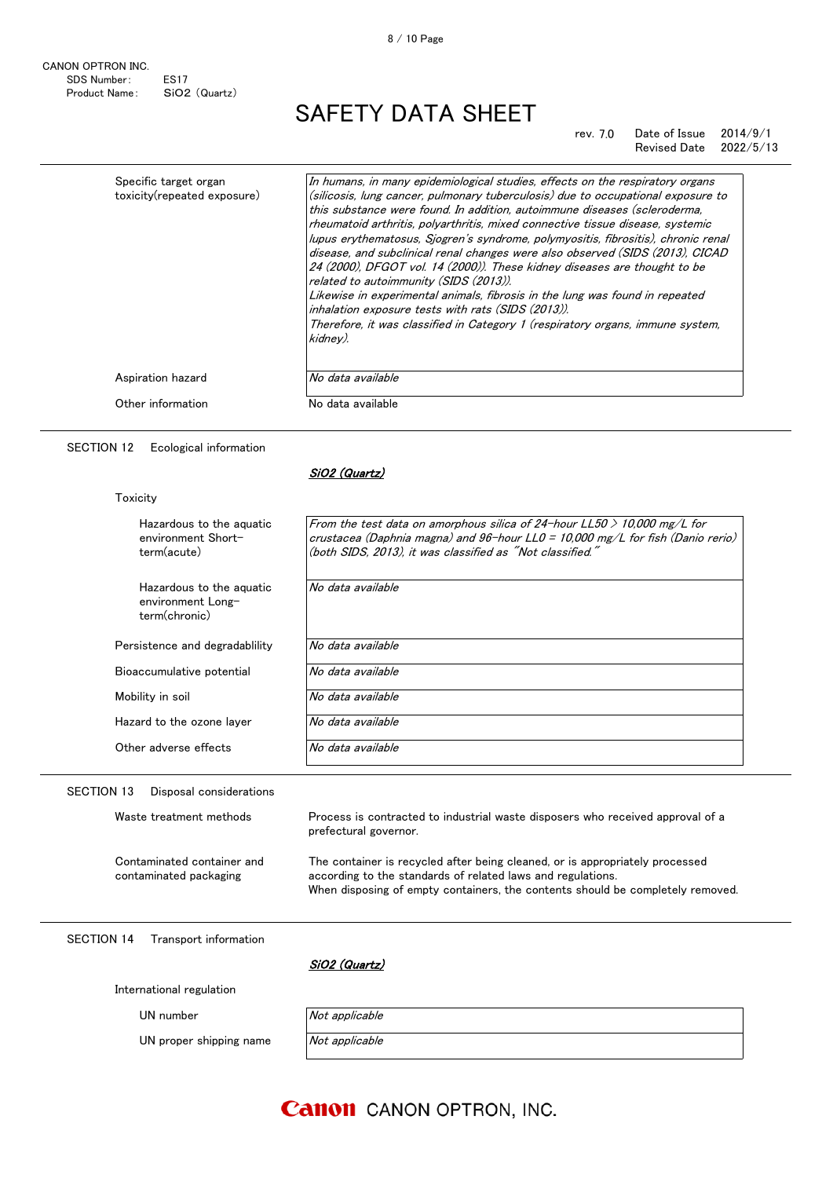| | |
|---|---|
| Specific target organ toxicity(repeated exposure) | *In humans, in many epidemiological studies, effects on the respiratory organs (silicosis, lung cancer, pulmonary tuberculosis) due to occupational exposure to this substance were found. In addition, autoimmune diseases (scleroderma, rheumatoid arthritis, polyarthritis, mixed connective tissue disease, systemic lupus erythematosus, Sjogren's syndrome, polymyositis, fibrositis), chronic renal disease, and subclinical renal changes were also observed (SIDS (2013), CICAD 24 (2000), DFGOT vol. 14 (2000)). These kidney diseases are thought to be related to autoimmunity (SIDS (2013)).* *Likewise in experimental animals, fibrosis in the lung was found in repeated inhalation exposure tests with rats (SIDS (2013)).* *Therefore, it was classified in Category 1 (respiratory organs, immune system, kidney).* |
| Aspiration hazard | *No data available* |
| Other information | No data available |

## SECTION 12 Ecological information

***SiO2 (Quartz)***

Toxicity

| | |
|---|---|
| Hazardous to the aquatic environment Short-term(acute) | *From the test data on amorphous silica of 24-hour LL50 > 10,000 mg/L for crustacea (Daphnia magna) and 96-hour LL0 = 10,000 mg/L for fish (Danio rerio) (both SIDS, 2013), it was classified as "Not classified."* |
| Hazardous to the aquatic environment Long-term(chronic) | *No data available* |
| Persistence and degradablility | *No data available* |
| Bioaccumulative potential | *No data available* |
| Mobility in soil | *No data available* |
| Hazard to the ozone layer | *No data available* |
| Other adverse effects | *No data available* |

## SECTION 13 Disposal considerations

| | |
|---|---|
| Waste treatment methods | Process is contracted to industrial waste disposers who received approval of a prefectural governor. |
| Contaminated container and contaminated packaging | The container is recycled after being cleaned, or is appropriately processed according to the standards of related laws and regulations. When disposing of empty containers, the contents should be completely removed. |

## SECTION 14 Transport information

***SiO2 (Quartz)***

International regulation

| | |
|---|---|
| UN number | *Not applicable* |
| UN proper shipping name | *Not applicable* |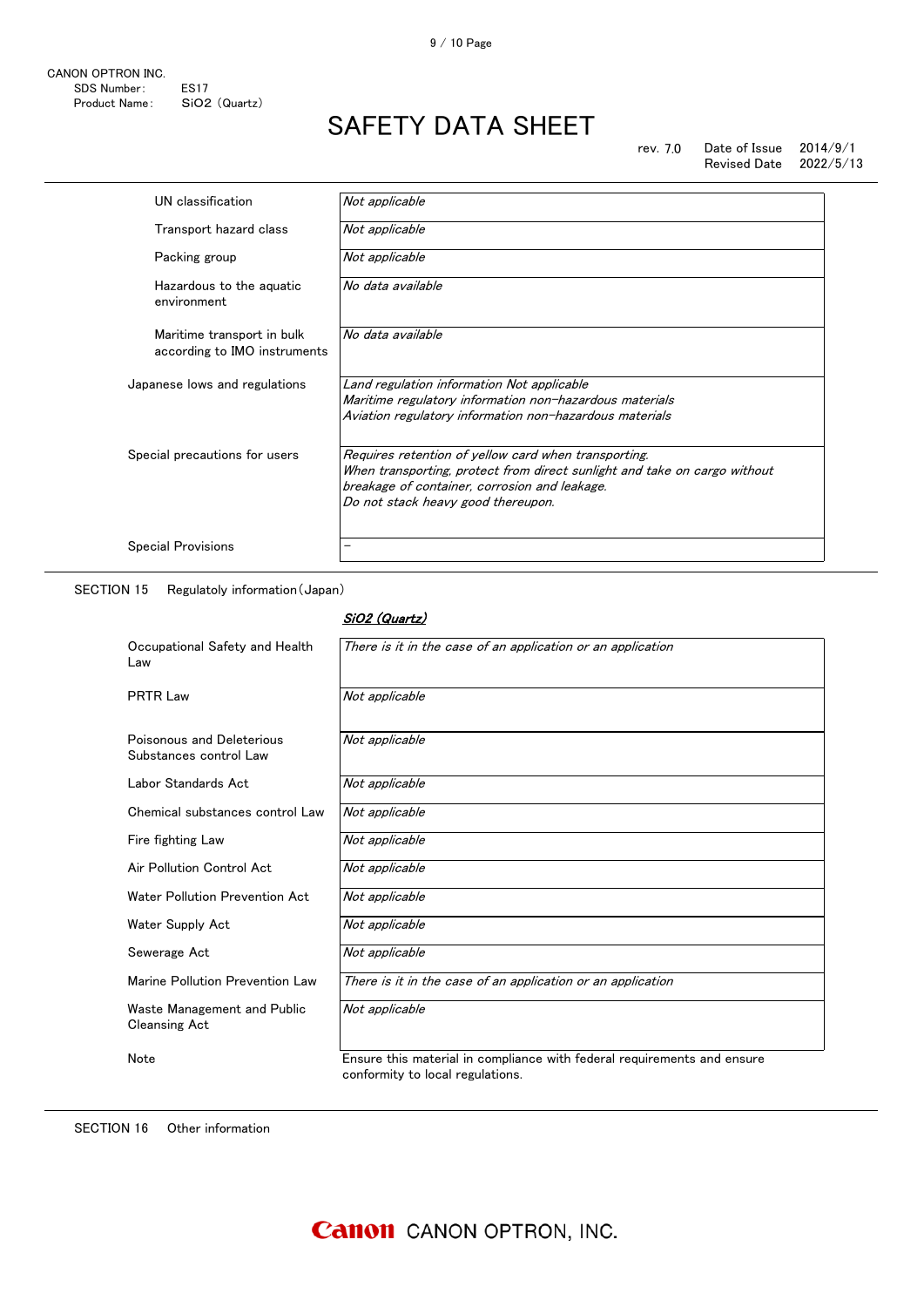CANON OPTRON INC.
SDS Number: ES17
Product Name: $SiO_2$ (Quartz)

# SAFETY DATA SHEET

rev. 7.0 Date of Issue 2014/9/1
Revised Date 2022/5/13

| | |
|---|---|
| UN classification | *Not applicable* |
| Transport hazard class | *Not applicable* |
| Packing group | *Not applicable* |
| Hazardous to the aquatic environment | *No data available* |
| Maritime transport in bulk according to IMO instruments | *No data available* |
| Japanese lows and regulations | *Land regulation information Not applicable*<br>*Maritime regulatory information non-hazardous materials*<br>*Aviation regulatory information non-hazardous materials* |
| Special precautions for users | *Requires retention of yellow card when transporting.*<br>*When transporting, protect from direct sunlight and take on cargo without breakage of container, corrosion and leakage.*<br>*Do not stack heavy good thereupon.* |
| Special Provisions | – |

## SECTION 15 Regulatoly information (Japan)

| | ***$SiO_2$ (Quartz)*** |
|---|---|
| Occupational Safety and Health Law | *There is it in the case of an application or an application* |
| PRTR Law | *Not applicable* |
| Poisonous and Deleterious Substances control Law | *Not applicable* |
| Labor Standards Act | *Not applicable* |
| Chemical substances control Law | *Not applicable* |
| Fire fighting Law | *Not applicable* |
| Air Pollution Control Act | *Not applicable* |
| Water Pollution Prevention Act | *Not applicable* |
| Water Supply Act | *Not applicable* |
| Sewerage Act | *Not applicable* |
| Marine Pollution Prevention Law | *There is it in the case of an application or an application* |
| Waste Management and Public Cleansing Act | *Not applicable* |
| Note | Ensure this material in compliance with federal requirements and ensure conformity to local regulations. |

## SECTION 16 Other information

Canon CANON OPTRON, INC.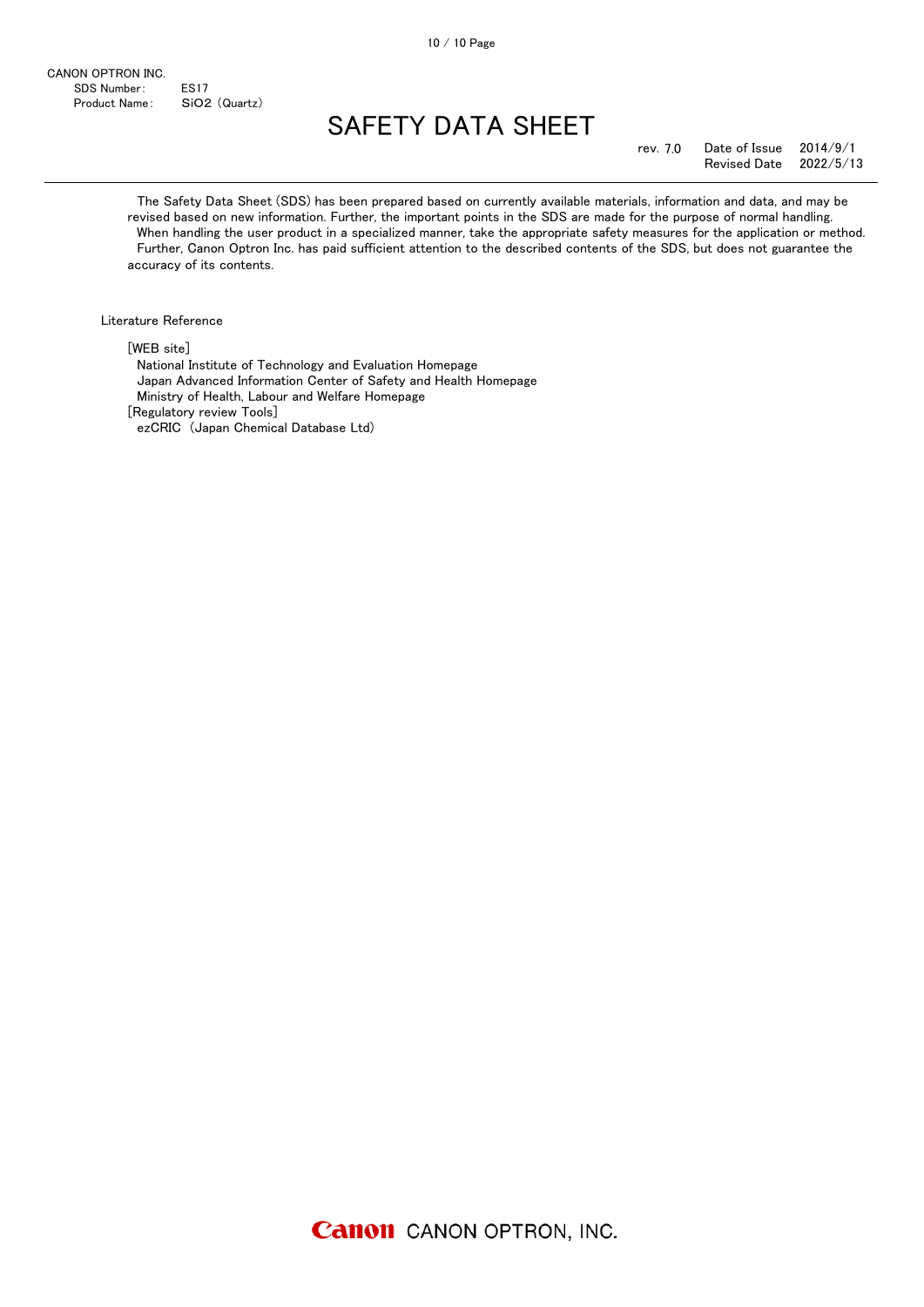The Safety Data Sheet (SDS) has been prepared based on currently available materials, information and data, and may be revised based on new information. Further, the important points in the SDS are made for the purpose of normal handling.
When handling the user product in a specialized manner, take the appropriate safety measures for the application or method.
Further, Canon Optron Inc. has paid sufficient attention to the described contents of the SDS, but does not guarantee the accuracy of its contents.

Literature Reference

[WEB site]
National Institute of Technology and Evaluation Homepage
Japan Advanced Information Center of Safety and Health Homepage
Ministry of Health, Labour and Welfare Homepage
[Regulatory review Tools]
ezCRIC（Japan Chemical Database Ltd）